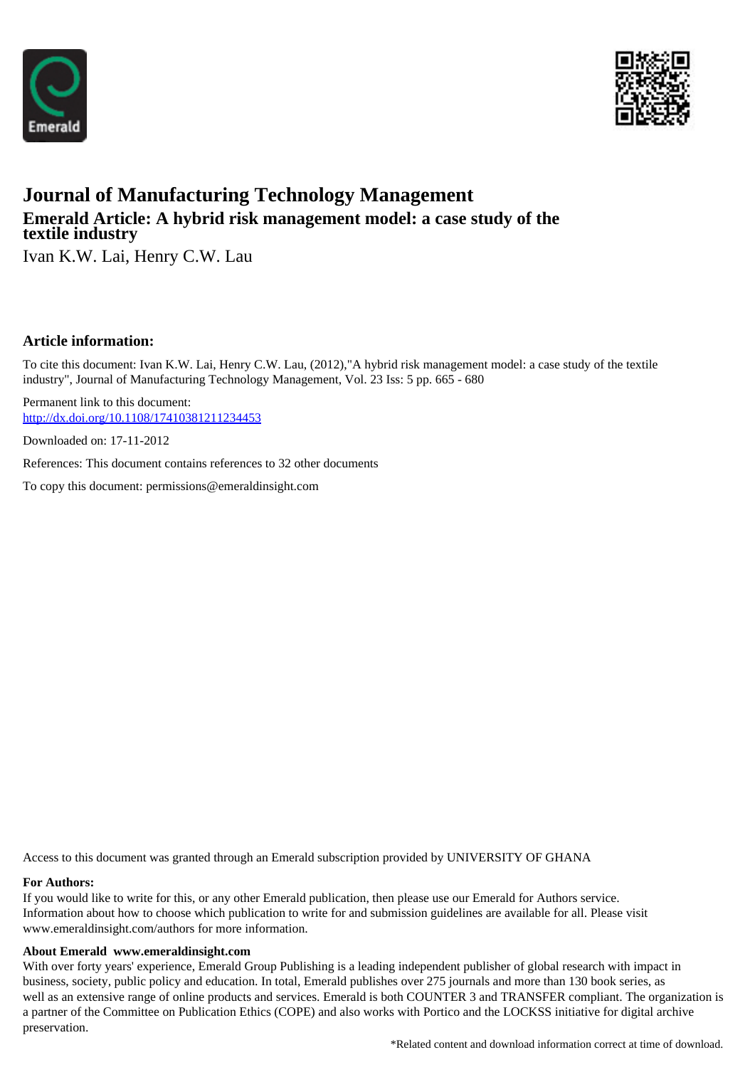# Journal of Manufacturing Technology Management

## Emerald Article: A hybrid risk management model: a case study of the textile industry

Ivan K.W. Lai, Henry C.W. Lau

### Article information:

To cite this document: Ivan K.W. Lai, Henry C.W. Lau, (2012),"A hybrid risk management model: a case study of the textile industry", Journal of Manufacturing Technology Management, Vol. 23 Iss: 5 pp. 665 - 680

Permanent link to this document:
http://dx.doi.org/10.1108/17410381211234453

Downloaded on: 17-11-2012

References: This document contains references to 32 other documents

To copy this document: permissions@emeraldinsight.com

Access to this document was granted through an Emerald subscription provided by UNIVERSITY OF GHANA

**For Authors:**
If you would like to write for this, or any other Emerald publication, then please use our Emerald for Authors service. Information about how to choose which publication to write for and submission guidelines are available for all. Please visit www.emeraldinsight.com/authors for more information.

**About Emerald www.emeraldinsight.com**
With over forty years' experience, Emerald Group Publishing is a leading independent publisher of global research with impact in business, society, public policy and education. In total, Emerald publishes over 275 journals and more than 130 book series, as well as an extensive range of online products and services. Emerald is both COUNTER 3 and TRANSFER compliant. The organization is a partner of the Committee on Publication Ethics (COPE) and also works with Portico and the LOCKSS initiative for digital archive preservation.

*Related content and download information correct at time of download.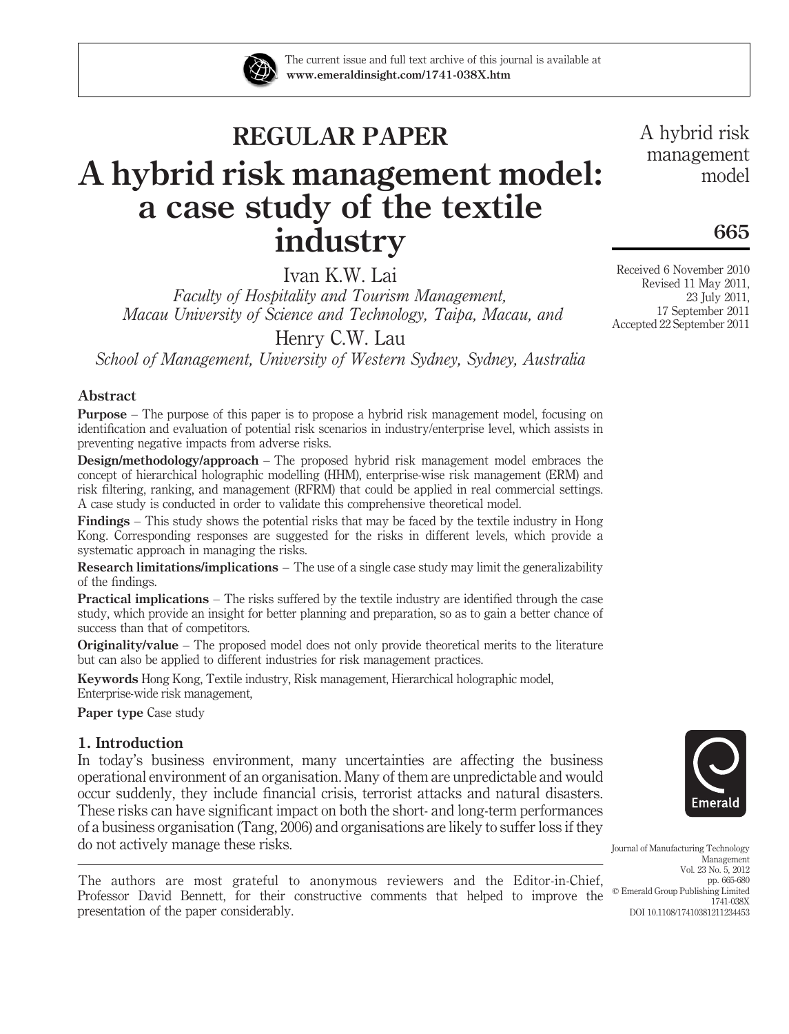REGULAR PAPER

# A hybrid risk management model: a case study of the textile industry

Ivan K.W. Lai

*Faculty of Hospitality and Tourism Management, Macau University of Science and Technology, Taipa, Macau, and*

Henry C.W. Lau

*School of Management, University of Western Sydney, Sydney, Australia*

Received 6 November 2010
Revised 11 May 2011,
23 July 2011,
17 September 2011
Accepted 22 September 2011

## Abstract

**Purpose** – The purpose of this paper is to propose a hybrid risk management model, focusing on identification and evaluation of potential risk scenarios in industry/enterprise level, which assists in preventing negative impacts from adverse risks.

**Design/methodology/approach** – The proposed hybrid risk management model embraces the concept of hierarchical holographic modelling (HHM), enterprise-wise risk management (ERM) and risk filtering, ranking, and management (RFRM) that could be applied in real commercial settings. A case study is conducted in order to validate this comprehensive theoretical model.

**Findings** – This study shows the potential risks that may be faced by the textile industry in Hong Kong. Corresponding responses are suggested for the risks in different levels, which provide a systematic approach in managing the risks.

**Research limitations/implications** – The use of a single case study may limit the generalizability of the findings.

**Practical implications** – The risks suffered by the textile industry are identified through the case study, which provide an insight for better planning and preparation, so as to gain a better chance of success than that of competitors.

**Originality/value** – The proposed model does not only provide theoretical merits to the literature but can also be applied to different industries for risk management practices.

**Keywords** Hong Kong, Textile industry, Risk management, Hierarchical holographic model, Enterprise-wide risk management,

**Paper type** Case study

## 1. Introduction

In today's business environment, many uncertainties are affecting the business operational environment of an organisation. Many of them are unpredictable and would occur suddenly, they include financial crisis, terrorist attacks and natural disasters. These risks can have significant impact on both the short- and long-term performances of a business organisation (Tang, 2006) and organisations are likely to suffer loss if they do not actively manage these risks.

The authors are most grateful to anonymous reviewers and the Editor-in-Chief, Professor David Bennett, for their constructive comments that helped to improve the presentation of the paper considerably.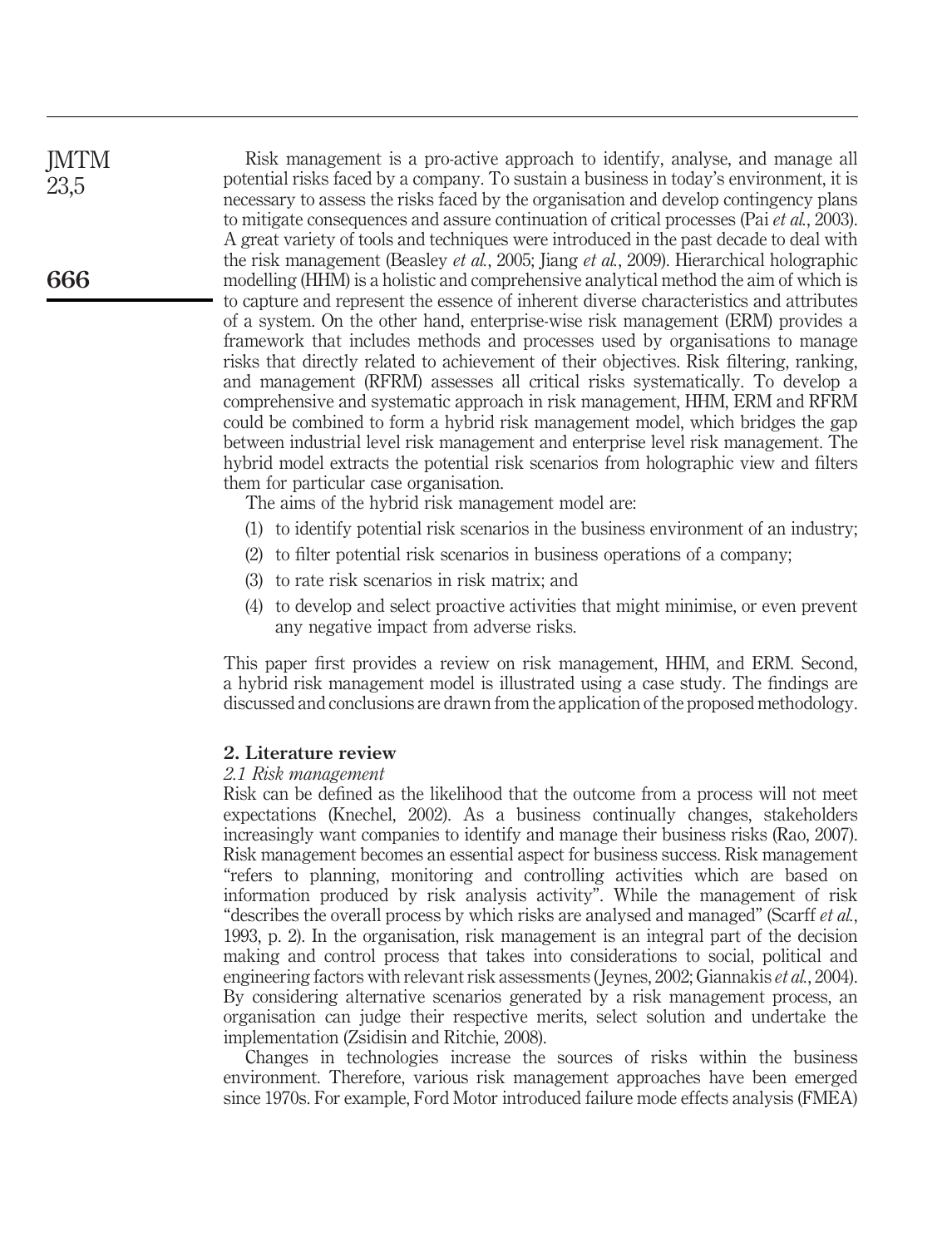Risk management is a pro-active approach to identify, analyse, and manage all potential risks faced by a company. To sustain a business in today's environment, it is necessary to assess the risks faced by the organisation and develop contingency plans to mitigate consequences and assure continuation of critical processes (Pai *et al.*, 2003). A great variety of tools and techniques were introduced in the past decade to deal with the risk management (Beasley *et al.*, 2005; Jiang *et al.*, 2009). Hierarchical holographic modelling (HHM) is a holistic and comprehensive analytical method the aim of which is to capture and represent the essence of inherent diverse characteristics and attributes of a system. On the other hand, enterprise-wise risk management (ERM) provides a framework that includes methods and processes used by organisations to manage risks that directly related to achievement of their objectives. Risk filtering, ranking, and management (RFRM) assesses all critical risks systematically. To develop a comprehensive and systematic approach in risk management, HHM, ERM and RFRM could be combined to form a hybrid risk management model, which bridges the gap between industrial level risk management and enterprise level risk management. The hybrid model extracts the potential risk scenarios from holographic view and filters them for particular case organisation.

The aims of the hybrid risk management model are:

(1) to identify potential risk scenarios in the business environment of an industry;

(2) to filter potential risk scenarios in business operations of a company;

(3) to rate risk scenarios in risk matrix; and

(4) to develop and select proactive activities that might minimise, or even prevent any negative impact from adverse risks.

This paper first provides a review on risk management, HHM, and ERM. Second, a hybrid risk management model is illustrated using a case study. The findings are discussed and conclusions are drawn from the application of the proposed methodology.

## 2. Literature review

### *2.1 Risk management*

Risk can be defined as the likelihood that the outcome from a process will not meet expectations (Knechel, 2002). As a business continually changes, stakeholders increasingly want companies to identify and manage their business risks (Rao, 2007). Risk management becomes an essential aspect for business success. Risk management "refers to planning, monitoring and controlling activities which are based on information produced by risk analysis activity". While the management of risk "describes the overall process by which risks are analysed and managed" (Scarff *et al.*, 1993, p. 2). In the organisation, risk management is an integral part of the decision making and control process that takes into considerations to social, political and engineering factors with relevant risk assessments (Jeynes, 2002; Giannakis *et al.*, 2004). By considering alternative scenarios generated by a risk management process, an organisation can judge their respective merits, select solution and undertake the implementation (Zsidisin and Ritchie, 2008).

Changes in technologies increase the sources of risks within the business environment. Therefore, various risk management approaches have been emerged since 1970s. For example, Ford Motor introduced failure mode effects analysis (FMEA)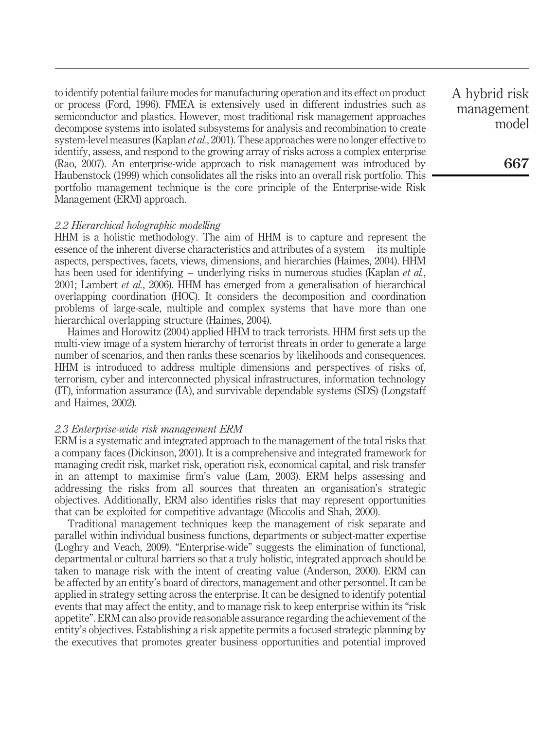to identify potential failure modes for manufacturing operation and its effect on product or process (Ford, 1996). FMEA is extensively used in different industries such as semiconductor and plastics. However, most traditional risk management approaches decompose systems into isolated subsystems for analysis and recombination to create system-level measures (Kaplan *et al.*, 2001). These approaches were no longer effective to identify, assess, and respond to the growing array of risks across a complex enterprise (Rao, 2007). An enterprise-wide approach to risk management was introduced by Haubenstock (1999) which consolidates all the risks into an overall risk portfolio. This portfolio management technique is the core principle of the Enterprise-wide Risk Management (ERM) approach.

### *2.2 Hierarchical holographic modelling*

HHM is a holistic methodology. The aim of HHM is to capture and represent the essence of the inherent diverse characteristics and attributes of a system – its multiple aspects, perspectives, facets, views, dimensions, and hierarchies (Haimes, 2004). HHM has been used for identifying – underlying risks in numerous studies (Kaplan *et al.*, 2001; Lambert *et al.*, 2006). HHM has emerged from a generalisation of hierarchical overlapping coordination (HOC). It considers the decomposition and coordination problems of large-scale, multiple and complex systems that have more than one hierarchical overlapping structure (Haimes, 2004).

Haimes and Horowitz (2004) applied HHM to track terrorists. HHM first sets up the multi-view image of a system hierarchy of terrorist threats in order to generate a large number of scenarios, and then ranks these scenarios by likelihoods and consequences. HHM is introduced to address multiple dimensions and perspectives of risks of, terrorism, cyber and interconnected physical infrastructures, information technology (IT), information assurance (IA), and survivable dependable systems (SDS) (Longstaff and Haimes, 2002).

### *2.3 Enterprise-wide risk management ERM*

ERM is a systematic and integrated approach to the management of the total risks that a company faces (Dickinson, 2001). It is a comprehensive and integrated framework for managing credit risk, market risk, operation risk, economical capital, and risk transfer in an attempt to maximise firm's value (Lam, 2003). ERM helps assessing and addressing the risks from all sources that threaten an organisation's strategic objectives. Additionally, ERM also identifies risks that may represent opportunities that can be exploited for competitive advantage (Miccolis and Shah, 2000).

Traditional management techniques keep the management of risk separate and parallel within individual business functions, departments or subject-matter expertise (Loghry and Veach, 2009). "Enterprise-wide" suggests the elimination of functional, departmental or cultural barriers so that a truly holistic, integrated approach should be taken to manage risk with the intent of creating value (Anderson, 2000). ERM can be affected by an entity's board of directors, management and other personnel. It can be applied in strategy setting across the enterprise. It can be designed to identify potential events that may affect the entity, and to manage risk to keep enterprise within its "risk appetite". ERM can also provide reasonable assurance regarding the achievement of the entity's objectives. Establishing a risk appetite permits a focused strategic planning by the executives that promotes greater business opportunities and potential improved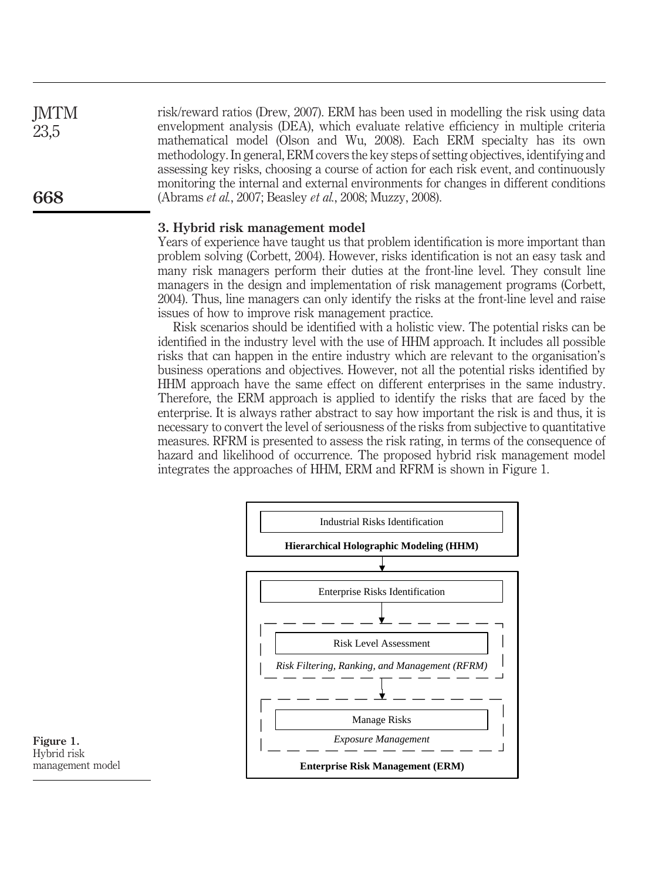risk/reward ratios (Drew, 2007). ERM has been used in modelling the risk using data envelopment analysis (DEA), which evaluate relative efficiency in multiple criteria mathematical model (Olson and Wu, 2008). Each ERM specialty has its own methodology. In general, ERM covers the key steps of setting objectives, identifying and assessing key risks, choosing a course of action for each risk event, and continuously monitoring the internal and external environments for changes in different conditions (Abrams *et al.*, 2007; Beasley *et al.*, 2008; Muzzy, 2008).

## 3. Hybrid risk management model

Years of experience have taught us that problem identification is more important than problem solving (Corbett, 2004). However, risks identification is not an easy task and many risk managers perform their duties at the front-line level. They consult line managers in the design and implementation of risk management programs (Corbett, 2004). Thus, line managers can only identify the risks at the front-line level and raise issues of how to improve risk management practice.

Risk scenarios should be identified with a holistic view. The potential risks can be identified in the industry level with the use of HHM approach. It includes all possible risks that can happen in the entire industry which are relevant to the organisation's business operations and objectives. However, not all the potential risks identified by HHM approach have the same effect on different enterprises in the same industry. Therefore, the ERM approach is applied to identify the risks that are faced by the enterprise. It is always rather abstract to say how important the risk is and thus, it is necessary to convert the level of seriousness of the risks from subjective to quantitative measures. RFRM is presented to assess the risk rating, in terms of the consequence of hazard and likelihood of occurrence. The proposed hybrid risk management model integrates the approaches of HHM, ERM and RFRM is shown in Figure 1.

Industrial Risks Identification

**Hierarchical Holographic Modeling (HHM)**

Enterprise Risks Identification

Risk Level Assessment

*Risk Filtering, Ranking, and Management (RFRM)*

Manage Risks

*Exposure Management*

**Enterprise Risk Management (ERM)**

**Figure 1.** Hybrid risk management model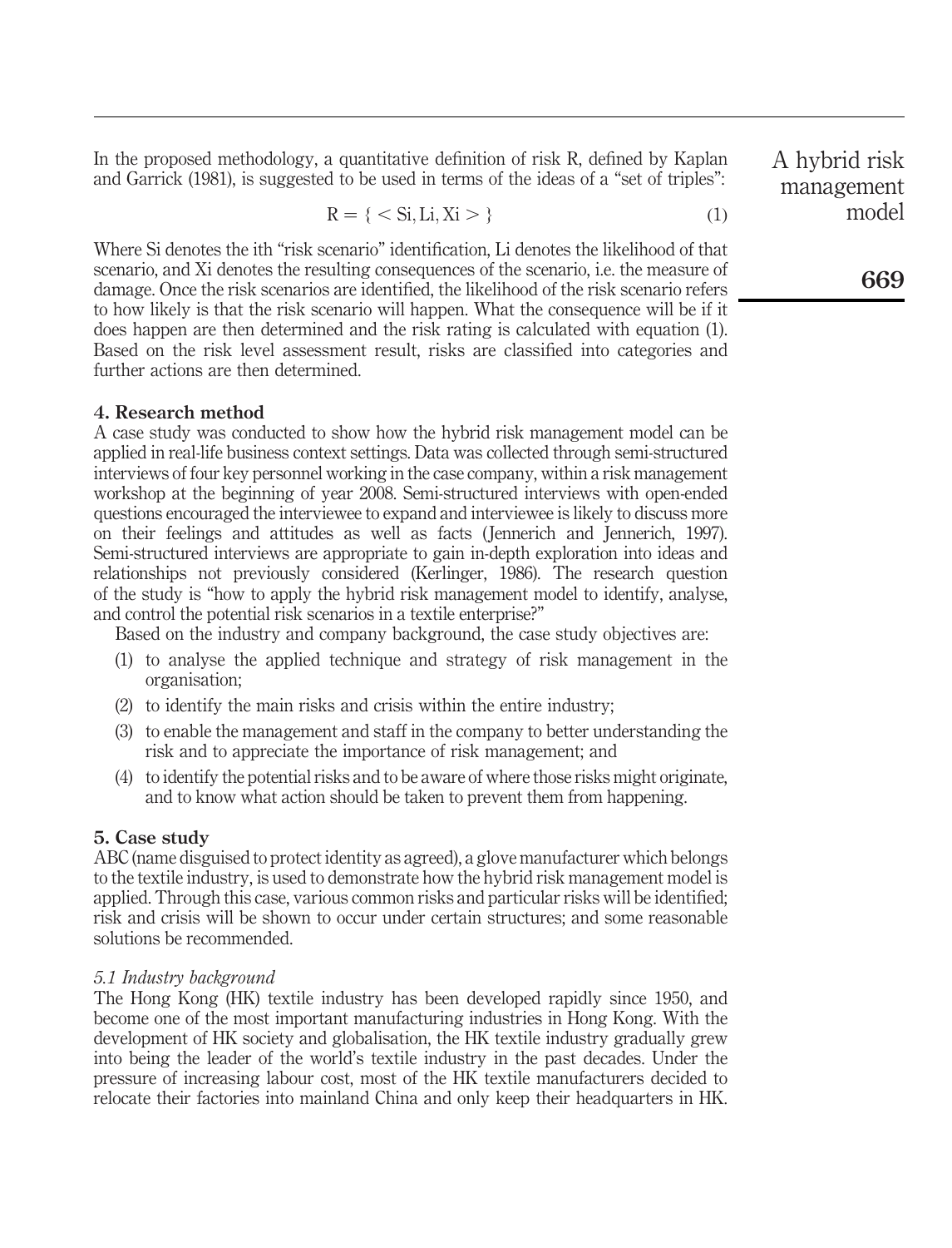In the proposed methodology, a quantitative definition of risk R, defined by Kaplan and Garrick (1981), is suggested to be used in terms of the ideas of a "set of triples":

$$R = \{ < Si, Li, Xi > \} \tag{1}$$

Where Si denotes the ith "risk scenario" identification, Li denotes the likelihood of that scenario, and Xi denotes the resulting consequences of the scenario, i.e. the measure of damage. Once the risk scenarios are identified, the likelihood of the risk scenario refers to how likely is that the risk scenario will happen. What the consequence will be if it does happen are then determined and the risk rating is calculated with equation (1). Based on the risk level assessment result, risks are classified into categories and further actions are then determined.

## 4. Research method

A case study was conducted to show how the hybrid risk management model can be applied in real-life business context settings. Data was collected through semi-structured interviews of four key personnel working in the case company, within a risk management workshop at the beginning of year 2008. Semi-structured interviews with open-ended questions encouraged the interviewee to expand and interviewee is likely to discuss more on their feelings and attitudes as well as facts (Jennerich and Jennerich, 1997). Semi-structured interviews are appropriate to gain in-depth exploration into ideas and relationships not previously considered (Kerlinger, 1986). The research question of the study is "how to apply the hybrid risk management model to identify, analyse, and control the potential risk scenarios in a textile enterprise?"

Based on the industry and company background, the case study objectives are:

(1) to analyse the applied technique and strategy of risk management in the organisation;

(2) to identify the main risks and crisis within the entire industry;

(3) to enable the management and staff in the company to better understanding the risk and to appreciate the importance of risk management; and

(4) to identify the potential risks and to be aware of where those risks might originate, and to know what action should be taken to prevent them from happening.

## 5. Case study

ABC (name disguised to protect identity as agreed), a glove manufacturer which belongs to the textile industry, is used to demonstrate how the hybrid risk management model is applied. Through this case, various common risks and particular risks will be identified; risk and crisis will be shown to occur under certain structures; and some reasonable solutions be recommended.

### *5.1 Industry background*

The Hong Kong (HK) textile industry has been developed rapidly since 1950, and become one of the most important manufacturing industries in Hong Kong. With the development of HK society and globalisation, the HK textile industry gradually grew into being the leader of the world's textile industry in the past decades. Under the pressure of increasing labour cost, most of the HK textile manufacturers decided to relocate their factories into mainland China and only keep their headquarters in HK.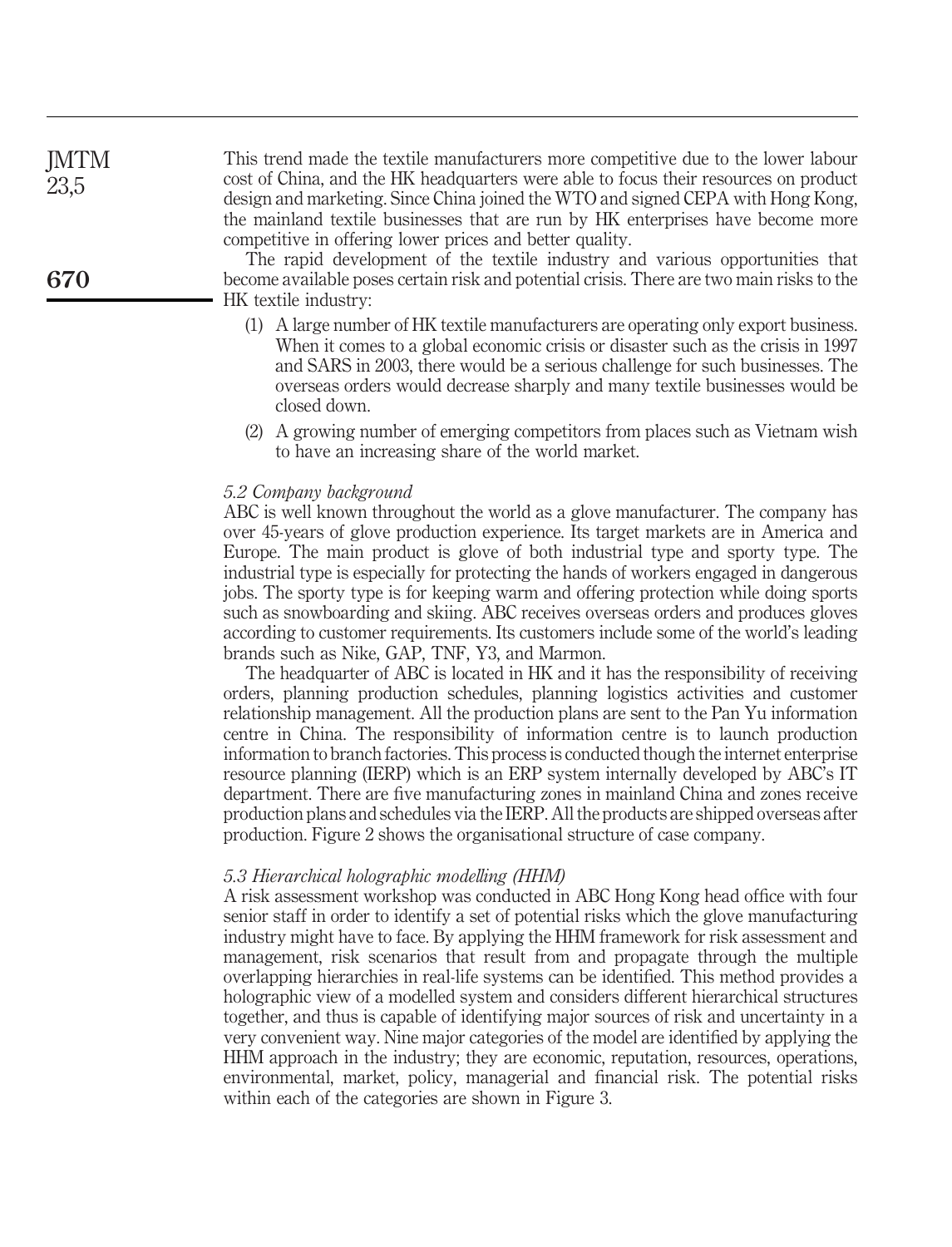This trend made the textile manufacturers more competitive due to the lower labour cost of China, and the HK headquarters were able to focus their resources on product design and marketing. Since China joined the WTO and signed CEPA with Hong Kong, the mainland textile businesses that are run by HK enterprises have become more competitive in offering lower prices and better quality.

The rapid development of the textile industry and various opportunities that become available poses certain risk and potential crisis. There are two main risks to the HK textile industry:

1. A large number of HK textile manufacturers are operating only export business. When it comes to a global economic crisis or disaster such as the crisis in 1997 and SARS in 2003, there would be a serious challenge for such businesses. The overseas orders would decrease sharply and many textile businesses would be closed down.
2. A growing number of emerging competitors from places such as Vietnam wish to have an increasing share of the world market.

### *5.2 Company background*

ABC is well known throughout the world as a glove manufacturer. The company has over 45-years of glove production experience. Its target markets are in America and Europe. The main product is glove of both industrial type and sporty type. The industrial type is especially for protecting the hands of workers engaged in dangerous jobs. The sporty type is for keeping warm and offering protection while doing sports such as snowboarding and skiing. ABC receives overseas orders and produces gloves according to customer requirements. Its customers include some of the world's leading brands such as Nike, GAP, TNF, Y3, and Marmon.

The headquarter of ABC is located in HK and it has the responsibility of receiving orders, planning production schedules, planning logistics activities and customer relationship management. All the production plans are sent to the Pan Yu information centre in China. The responsibility of information centre is to launch production information to branch factories. This process is conducted though the internet enterprise resource planning (IERP) which is an ERP system internally developed by ABC's IT department. There are five manufacturing zones in mainland China and zones receive production plans and schedules via the IERP. All the products are shipped overseas after production. Figure 2 shows the organisational structure of case company.

### *5.3 Hierarchical holographic modelling (HHM)*

A risk assessment workshop was conducted in ABC Hong Kong head office with four senior staff in order to identify a set of potential risks which the glove manufacturing industry might have to face. By applying the HHM framework for risk assessment and management, risk scenarios that result from and propagate through the multiple overlapping hierarchies in real-life systems can be identified. This method provides a holographic view of a modelled system and considers different hierarchical structures together, and thus is capable of identifying major sources of risk and uncertainty in a very convenient way. Nine major categories of the model are identified by applying the HHM approach in the industry; they are economic, reputation, resources, operations, environmental, market, policy, managerial and financial risk. The potential risks within each of the categories are shown in Figure 3.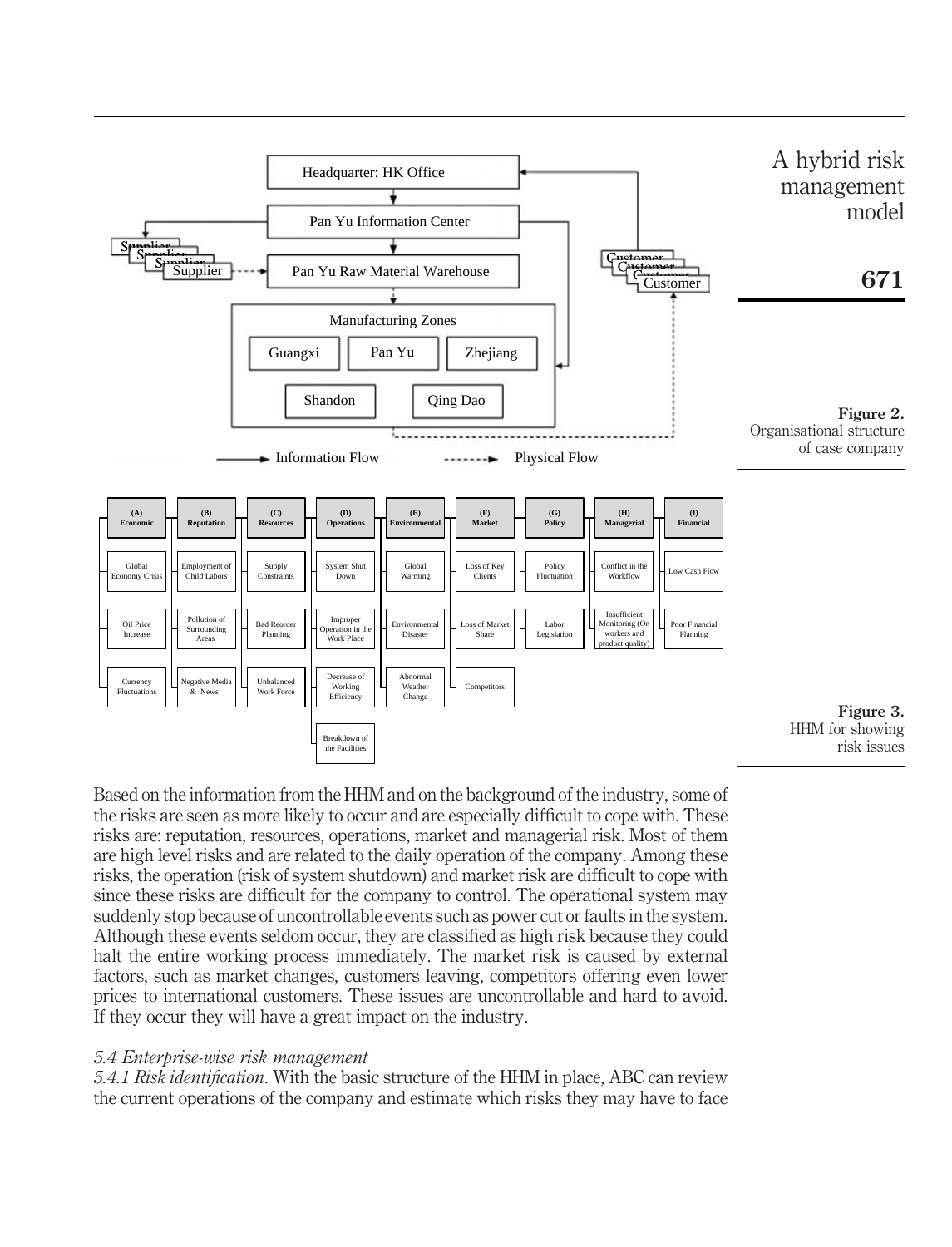Figure 2.
Organisational structure of case company

Figure 3.
HHM for showing risk issues

Based on the information from the HHM and on the background of the industry, some of the risks are seen as more likely to occur and are especially difficult to cope with. These risks are: reputation, resources, operations, market and managerial risk. Most of them are high level risks and are related to the daily operation of the company. Among these risks, the operation (risk of system shutdown) and market risk are difficult to cope with since these risks are difficult for the company to control. The operational system may suddenly stop because of uncontrollable events such as power cut or faults in the system. Although these events seldom occur, they are classified as high risk because they could halt the entire working process immediately. The market risk is caused by external factors, such as market changes, customers leaving, competitors offering even lower prices to international customers. These issues are uncontrollable and hard to avoid. If they occur they will have a great impact on the industry.

### *5.4 Enterprise-wise risk management*

*5.4.1 Risk identification*. With the basic structure of the HHM in place, ABC can review the current operations of the company and estimate which risks they may have to face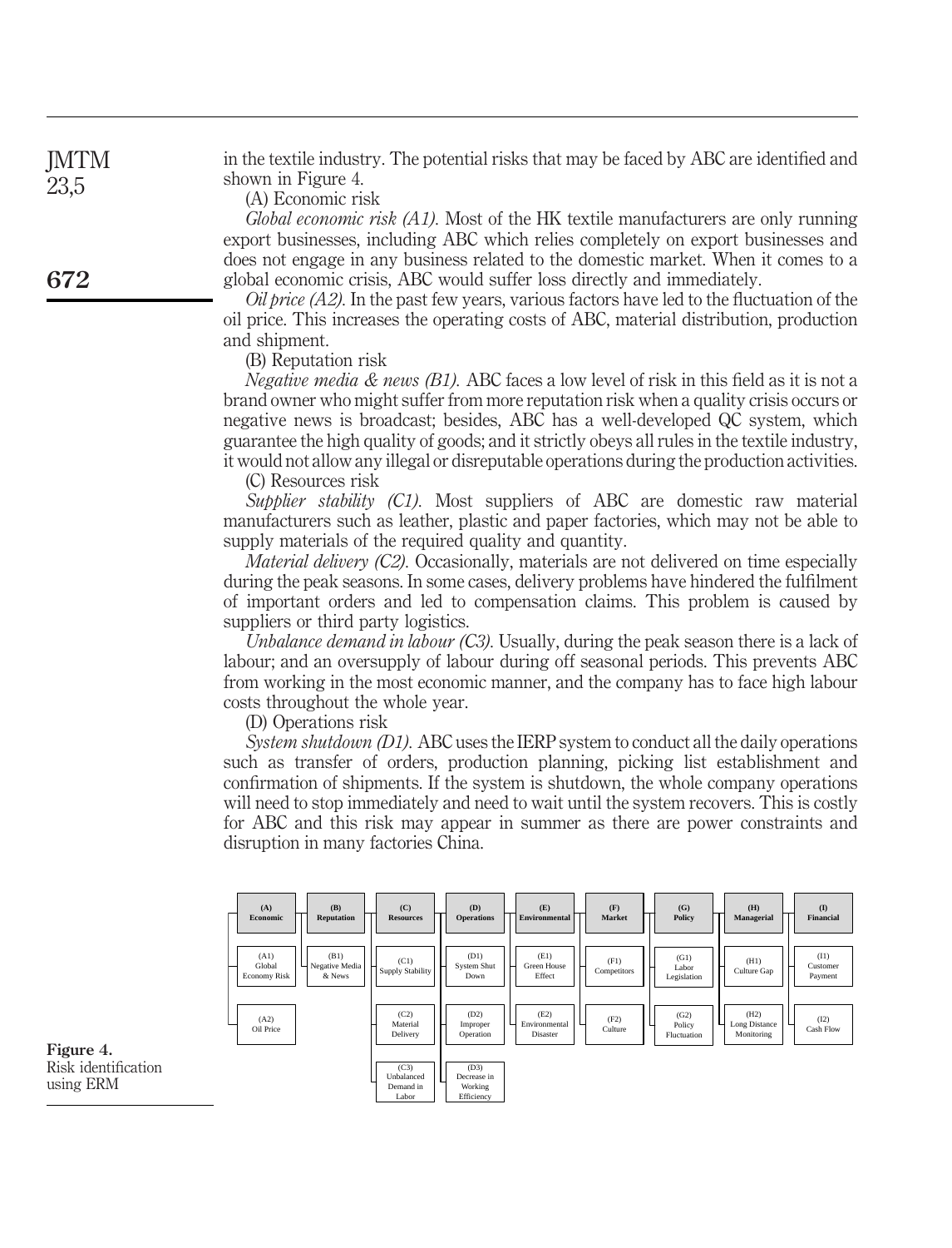in the textile industry. The potential risks that may be faced by ABC are identified and shown in Figure 4.

(A) Economic risk

*Global economic risk (A1).* Most of the HK textile manufacturers are only running export businesses, including ABC which relies completely on export businesses and does not engage in any business related to the domestic market. When it comes to a global economic crisis, ABC would suffer loss directly and immediately.

*Oil price (A2).* In the past few years, various factors have led to the fluctuation of the oil price. This increases the operating costs of ABC, material distribution, production and shipment.

(B) Reputation risk

*Negative media & news (B1).* ABC faces a low level of risk in this field as it is not a brand owner who might suffer from more reputation risk when a quality crisis occurs or negative news is broadcast; besides, ABC has a well-developed QC system, which guarantee the high quality of goods; and it strictly obeys all rules in the textile industry, it would not allow any illegal or disreputable operations during the production activities.

(C) Resources risk

*Supplier stability (C1).* Most suppliers of ABC are domestic raw material manufacturers such as leather, plastic and paper factories, which may not be able to supply materials of the required quality and quantity.

*Material delivery (C2).* Occasionally, materials are not delivered on time especially during the peak seasons. In some cases, delivery problems have hindered the fulfilment of important orders and led to compensation claims. This problem is caused by suppliers or third party logistics.

*Unbalance demand in labour (C3).* Usually, during the peak season there is a lack of labour; and an oversupply of labour during off seasonal periods. This prevents ABC from working in the most economic manner, and the company has to face high labour costs throughout the whole year.

(D) Operations risk

*System shutdown (D1).* ABC uses the IERP system to conduct all the daily operations such as transfer of orders, production planning, picking list establishment and confirmation of shipments. If the system is shutdown, the whole company operations will need to stop immediately and need to wait until the system recovers. This is costly for ABC and this risk may appear in summer as there are power constraints and disruption in many factories China.

| (A) Economic | (B) Reputation | (C) Resources | (D) Operations | (E) Environmental | (F) Market | (G) Policy | (H) Managerial | (I) Financial |
|---|---|---|---|---|---|---|---|---|
| (A1) Global Economy Risk | (B1) Negative Media & News | (C1) Supply Stability | (D1) System Shut Down | (E1) Green House Effect | (F1) Competitors | (G1) Labor Legislation | (H1) Culture Gap | (I1) Customer Payment |
| (A2) Oil Price | | (C2) Material Delivery | (D2) Improper Operation | (E2) Environmental Disaster | (F2) Culture | (G2) Policy Fluctuation | (H2) Long Distance Monitoring | (I2) Cash Flow |
| | | (C3) Unbalanced Demand in Labor | (D3) Decrease in Working Efficiency | | | | | |

**Figure 4.** Risk identification using ERM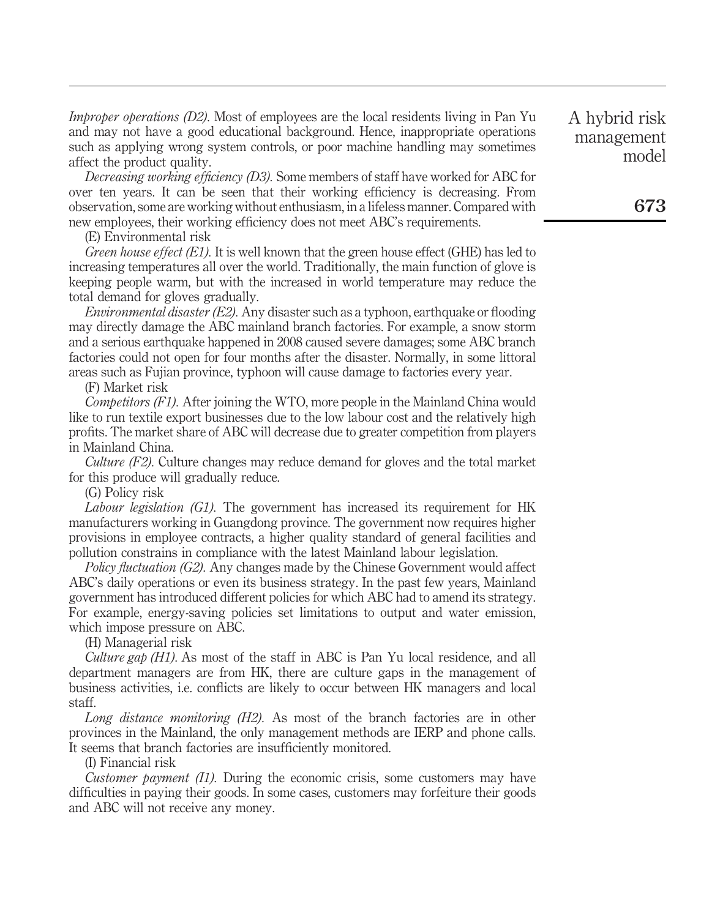*Improper operations (D2).* Most of employees are the local residents living in Pan Yu and may not have a good educational background. Hence, inappropriate operations such as applying wrong system controls, or poor machine handling may sometimes affect the product quality.

*Decreasing working efficiency (D3).* Some members of staff have worked for ABC for over ten years. It can be seen that their working efficiency is decreasing. From observation, some are working without enthusiasm, in a lifeless manner. Compared with new employees, their working efficiency does not meet ABC's requirements.

(E) Environmental risk

*Green house effect (E1).* It is well known that the green house effect (GHE) has led to increasing temperatures all over the world. Traditionally, the main function of glove is keeping people warm, but with the increased in world temperature may reduce the total demand for gloves gradually.

*Environmental disaster (E2).* Any disaster such as a typhoon, earthquake or flooding may directly damage the ABC mainland branch factories. For example, a snow storm and a serious earthquake happened in 2008 caused severe damages; some ABC branch factories could not open for four months after the disaster. Normally, in some littoral areas such as Fujian province, typhoon will cause damage to factories every year.

(F) Market risk

*Competitors (F1).* After joining the WTO, more people in the Mainland China would like to run textile export businesses due to the low labour cost and the relatively high profits. The market share of ABC will decrease due to greater competition from players in Mainland China.

*Culture (F2).* Culture changes may reduce demand for gloves and the total market for this produce will gradually reduce.

(G) Policy risk

*Labour legislation (G1).* The government has increased its requirement for HK manufacturers working in Guangdong province. The government now requires higher provisions in employee contracts, a higher quality standard of general facilities and pollution constrains in compliance with the latest Mainland labour legislation.

*Policy fluctuation (G2).* Any changes made by the Chinese Government would affect ABC's daily operations or even its business strategy. In the past few years, Mainland government has introduced different policies for which ABC had to amend its strategy. For example, energy-saving policies set limitations to output and water emission, which impose pressure on ABC.

(H) Managerial risk

*Culture gap (H1).* As most of the staff in ABC is Pan Yu local residence, and all department managers are from HK, there are culture gaps in the management of business activities, i.e. conflicts are likely to occur between HK managers and local staff.

*Long distance monitoring (H2).* As most of the branch factories are in other provinces in the Mainland, the only management methods are IERP and phone calls. It seems that branch factories are insufficiently monitored.

(I) Financial risk

*Customer payment (I1).* During the economic crisis, some customers may have difficulties in paying their goods. In some cases, customers may forfeiture their goods and ABC will not receive any money.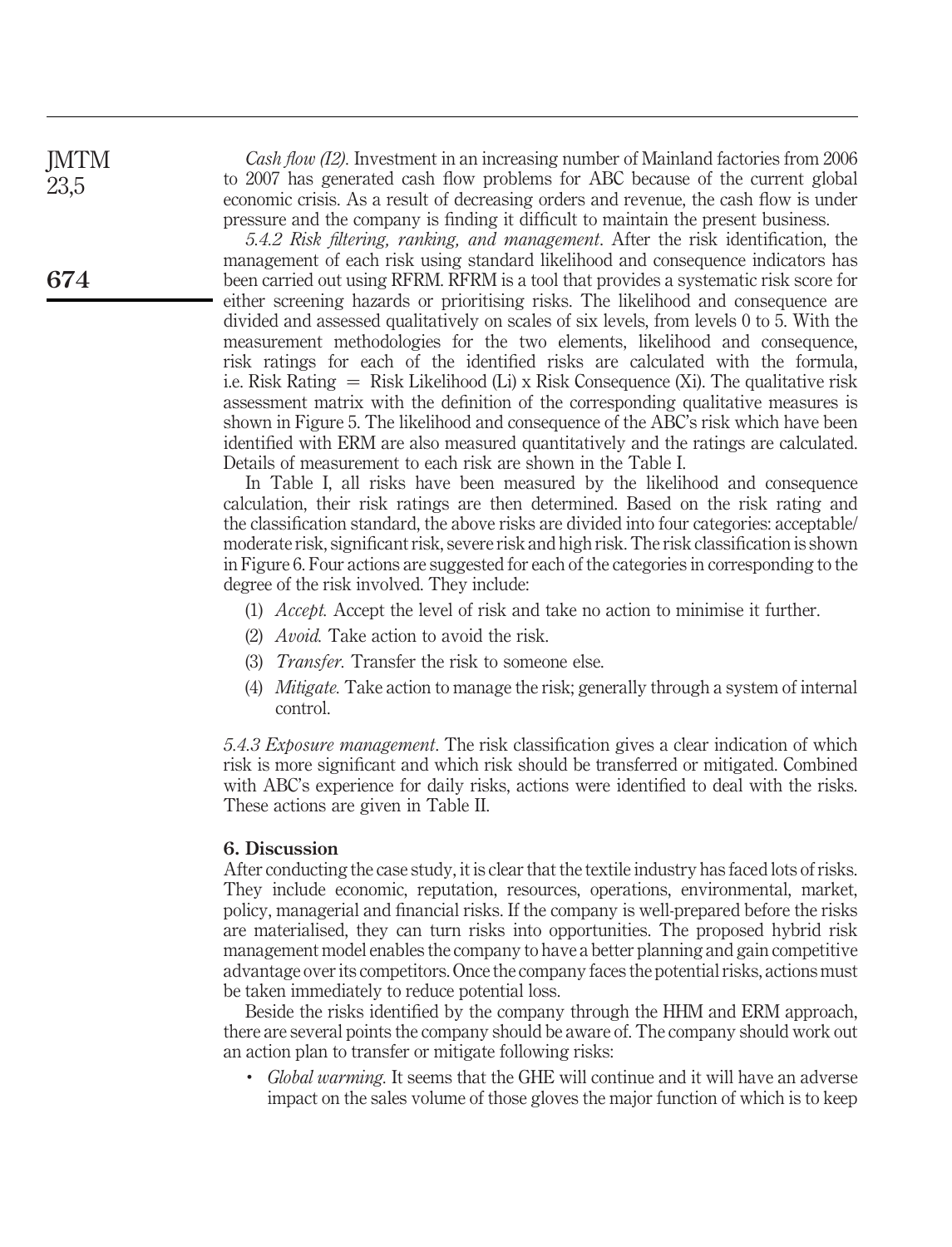*Cash flow (I2)*. Investment in an increasing number of Mainland factories from 2006 to 2007 has generated cash flow problems for ABC because of the current global economic crisis. As a result of decreasing orders and revenue, the cash flow is under pressure and the company is finding it difficult to maintain the present business.

*5.4.2 Risk filtering, ranking, and management*. After the risk identification, the management of each risk using standard likelihood and consequence indicators has been carried out using RFRM. RFRM is a tool that provides a systematic risk score for either screening hazards or prioritising risks. The likelihood and consequence are divided and assessed qualitatively on scales of six levels, from levels 0 to 5. With the measurement methodologies for the two elements, likelihood and consequence, risk ratings for each of the identified risks are calculated with the formula, i.e. Risk Rating = Risk Likelihood (Li) x Risk Consequence (Xi). The qualitative risk assessment matrix with the definition of the corresponding qualitative measures is shown in Figure 5. The likelihood and consequence of the ABC's risk which have been identified with ERM are also measured quantitatively and the ratings are calculated. Details of measurement to each risk are shown in the Table I.

In Table I, all risks have been measured by the likelihood and consequence calculation, their risk ratings are then determined. Based on the risk rating and the classification standard, the above risks are divided into four categories: acceptable/moderate risk, significant risk, severe risk and high risk. The risk classification is shown in Figure 6. Four actions are suggested for each of the categories in corresponding to the degree of the risk involved. They include:

1. *Accept*. Accept the level of risk and take no action to minimise it further.
2. *Avoid*. Take action to avoid the risk.
3. *Transfer*. Transfer the risk to someone else.
4. *Mitigate*. Take action to manage the risk; generally through a system of internal control.

*5.4.3 Exposure management*. The risk classification gives a clear indication of which risk is more significant and which risk should be transferred or mitigated. Combined with ABC's experience for daily risks, actions were identified to deal with the risks. These actions are given in Table II.

## 6. Discussion

After conducting the case study, it is clear that the textile industry has faced lots of risks. They include economic, reputation, resources, operations, environmental, market, policy, managerial and financial risks. If the company is well-prepared before the risks are materialised, they can turn risks into opportunities. The proposed hybrid risk management model enables the company to have a better planning and gain competitive advantage over its competitors. Once the company faces the potential risks, actions must be taken immediately to reduce potential loss.

Beside the risks identified by the company through the HHM and ERM approach, there are several points the company should be aware of. The company should work out an action plan to transfer or mitigate following risks:

- *Global warming*. It seems that the GHE will continue and it will have an adverse impact on the sales volume of those gloves the major function of which is to keep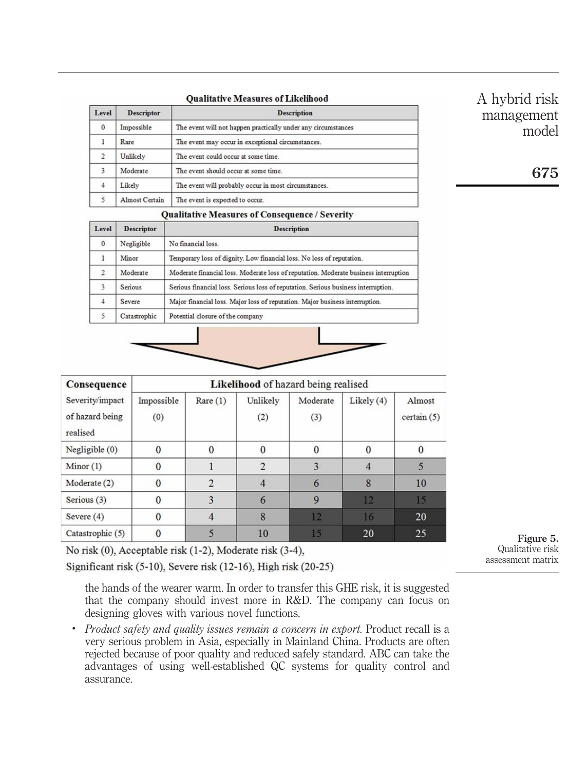**Qualitative Measures of Likelihood**

| Level | Descriptor | Description |
|---|---|---|
| 0 | Impossible | The event will not happen practically under any circumstances |
| 1 | Rare | The event may occur in exceptional circumstances. |
| 2 | Unlikely | The event could occur at some time. |
| 3 | Moderate | The event should occur at some time. |
| 4 | Likely | The event will probably occur in most circumstances. |
| 5 | Almost Certain | The event is expected to occur. |

**Qualitative Measures of Consequence / Severity**

| Level | Descriptor | Description |
|---|---|---|
| 0 | Negligible | No financial loss. |
| 1 | Minor | Temporary loss of dignity. Low financial loss. No loss of reputation. |
| 2 | Moderate | Moderate financial loss. Moderate loss of reputation. Moderate business interruption |
| 3 | Serious | Serious financial loss. Serious loss of reputation. Serious business interruption. |
| 4 | Severe | Major financial loss. Major loss of reputation. Major business interruption. |
| 5 | Catastrophic | Potential closure of the company |

| **Consequence** | **Likelihood** of hazard being realised | | | | | |
|---|---|---|---|---|---|---|
| Severity/impact of hazard being realised | Impossible (0) | Rare (1) | Unlikely (2) | Moderate (3) | Likely (4) | Almost certain (5) |
| Negligible (0) | 0 | 0 | 0 | 0 | 0 | 0 |
| Minor (1) | 0 | 1 | 2 | 3 | 4 | 5 |
| Moderate (2) | 0 | 2 | 4 | 6 | 8 | 10 |
| Serious (3) | 0 | 3 | 6 | 9 | 12 | 15 |
| Severe (4) | 0 | 4 | 8 | 12 | 16 | 20 |
| Catastrophic (5) | 0 | 5 | 10 | 15 | 20 | 25 |

No risk (0), Acceptable risk (1-2), Moderate risk (3-4),
Significant risk (5-10), Severe risk (12-16), High risk (20-25)

**Figure 5.** Qualitative risk assessment matrix

the hands of the wearer warm. In order to transfer this GHE risk, it is suggested that the company should invest more in R&D. The company can focus on designing gloves with various novel functions.

- *Product safety and quality issues remain a concern in export.* Product recall is a very serious problem in Asia, especially in Mainland China. Products are often rejected because of poor quality and reduced safely standard. ABC can take the advantages of using well-established QC systems for quality control and assurance.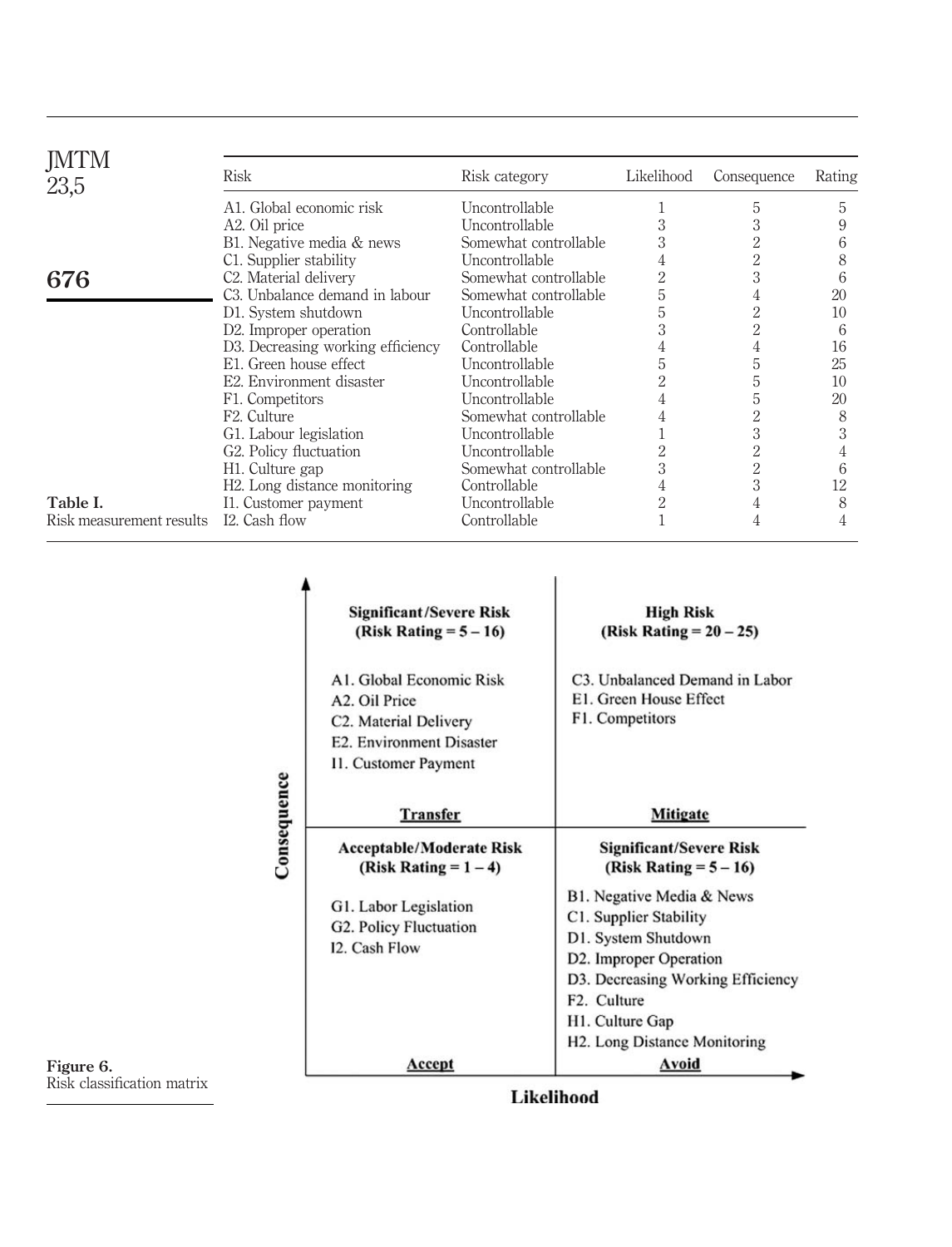| Risk | Risk category | Likelihood | Consequence | Rating |
|---|---|---|---|---|
| A1. Global economic risk | Uncontrollable | 1 | 5 | 5 |
| A2. Oil price | Uncontrollable | 3 | 3 | 9 |
| B1. Negative media & news | Somewhat controllable | 3 | 2 | 6 |
| C1. Supplier stability | Uncontrollable | 4 | 2 | 8 |
| C2. Material delivery | Somewhat controllable | 2 | 3 | 6 |
| C3. Unbalance demand in labour | Somewhat controllable | 5 | 4 | 20 |
| D1. System shutdown | Uncontrollable | 5 | 2 | 10 |
| D2. Improper operation | Controllable | 3 | 2 | 6 |
| D3. Decreasing working efficiency | Controllable | 4 | 4 | 16 |
| E1. Green house effect | Uncontrollable | 5 | 5 | 25 |
| E2. Environment disaster | Uncontrollable | 2 | 5 | 10 |
| F1. Competitors | Uncontrollable | 4 | 5 | 20 |
| F2. Culture | Somewhat controllable | 4 | 2 | 8 |
| G1. Labour legislation | Uncontrollable | 1 | 3 | 3 |
| G2. Policy fluctuation | Uncontrollable | 2 | 2 | 4 |
| H1. Culture gap | Somewhat controllable | 3 | 2 | 6 |
| H2. Long distance monitoring | Controllable | 4 | 3 | 12 |
| I1. Customer payment | Uncontrollable | 2 | 4 | 8 |
| I2. Cash flow | Controllable | 1 | 4 | 4 |

**Table I.** Risk measurement results

| Consequence / Likelihood | Lower likelihood | Higher likelihood |
|---|---|---|
| Higher consequence | **Significant/Severe Risk (Risk Rating = 5 – 16)**<br>A1. Global Economic Risk<br>A2. Oil Price<br>C2. Material Delivery<br>E2. Environment Disaster<br>I1. Customer Payment<br>**Transfer** | **High Risk (Risk Rating = 20 – 25)**<br>C3. Unbalanced Demand in Labor<br>E1. Green House Effect<br>F1. Competitors<br>**Mitigate** |
| Lower consequence | **Acceptable/Moderate Risk (Risk Rating = 1 – 4)**<br>G1. Labor Legislation<br>G2. Policy Fluctuation<br>I2. Cash Flow<br>**Accept** | **Significant/Severe Risk (Risk Rating = 5 – 16)**<br>B1. Negative Media & News<br>C1. Supplier Stability<br>D1. System Shutdown<br>D2. Improper Operation<br>D3. Decreasing Working Efficiency<br>F2. Culture<br>H1. Culture Gap<br>H2. Long Distance Monitoring<br>**Avoid** |

**Figure 6.** Risk classification matrix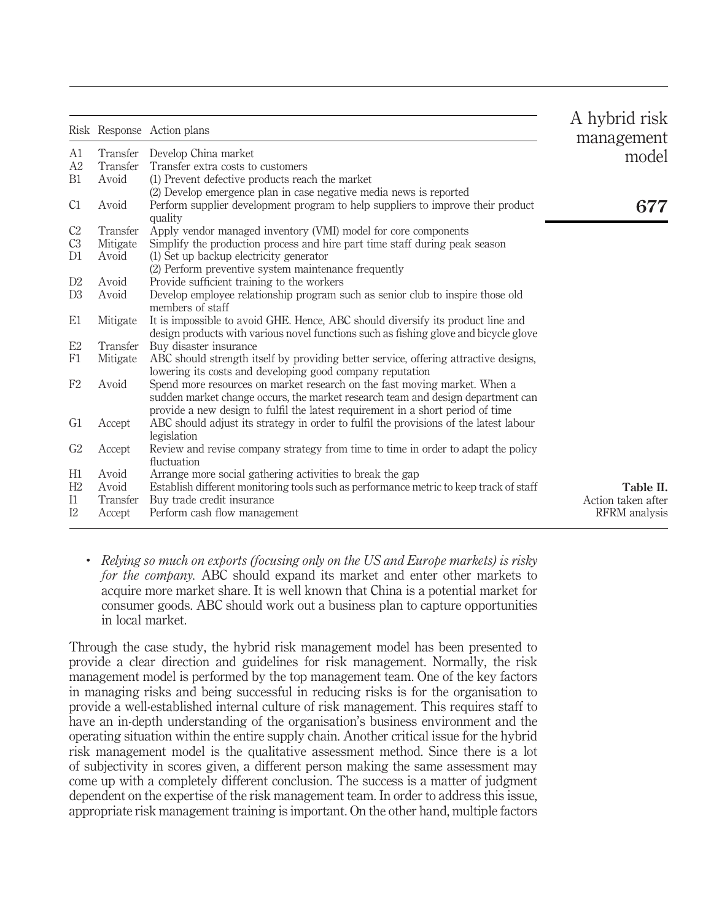| Risk | Response | Action plans |
|---|---|---|
| A1 | Transfer | Develop China market |
| A2 | Transfer | Transfer extra costs to customers |
| B1 | Avoid | (1) Prevent defective products reach the market (2) Develop emergence plan in case negative media news is reported |
| C1 | Avoid | Perform supplier development program to help suppliers to improve their product quality |
| C2 | Transfer | Apply vendor managed inventory (VMI) model for core components |
| C3 | Mitigate | Simplify the production process and hire part time staff during peak season |
| D1 | Avoid | (1) Set up backup electricity generator (2) Perform preventive system maintenance frequently |
| D2 | Avoid | Provide sufficient training to the workers |
| D3 | Avoid | Develop employee relationship program such as senior club to inspire those old members of staff |
| E1 | Mitigate | It is impossible to avoid GHE. Hence, ABC should diversify its product line and design products with various novel functions such as fishing glove and bicycle glove |
| E2 | Transfer | Buy disaster insurance |
| F1 | Mitigate | ABC should strength itself by providing better service, offering attractive designs, lowering its costs and developing good company reputation |
| F2 | Avoid | Spend more resources on market research on the fast moving market. When a sudden market change occurs, the market research team and design department can provide a new design to fulfil the latest requirement in a short period of time |
| G1 | Accept | ABC should adjust its strategy in order to fulfil the provisions of the latest labour legislation |
| G2 | Accept | Review and revise company strategy from time to time in order to adapt the policy fluctuation |
| H1 | Avoid | Arrange more social gathering activities to break the gap |
| H2 | Avoid | Establish different monitoring tools such as performance metric to keep track of staff |
| I1 | Transfer | Buy trade credit insurance |
| I2 | Accept | Perform cash flow management |

**Table II.** Action taken after RFRM analysis

- *Relying so much on exports (focusing only on the US and Europe markets) is risky for the company.* ABC should expand its market and enter other markets to acquire more market share. It is well known that China is a potential market for consumer goods. ABC should work out a business plan to capture opportunities in local market.

Through the case study, the hybrid risk management model has been presented to provide a clear direction and guidelines for risk management. Normally, the risk management model is performed by the top management team. One of the key factors in managing risks and being successful in reducing risks is for the organisation to provide a well-established internal culture of risk management. This requires staff to have an in-depth understanding of the organisation's business environment and the operating situation within the entire supply chain. Another critical issue for the hybrid risk management model is the qualitative assessment method. Since there is a lot of subjectivity in scores given, a different person making the same assessment may come up with a completely different conclusion. The success is a matter of judgment dependent on the expertise of the risk management team. In order to address this issue, appropriate risk management training is important. On the other hand, multiple factors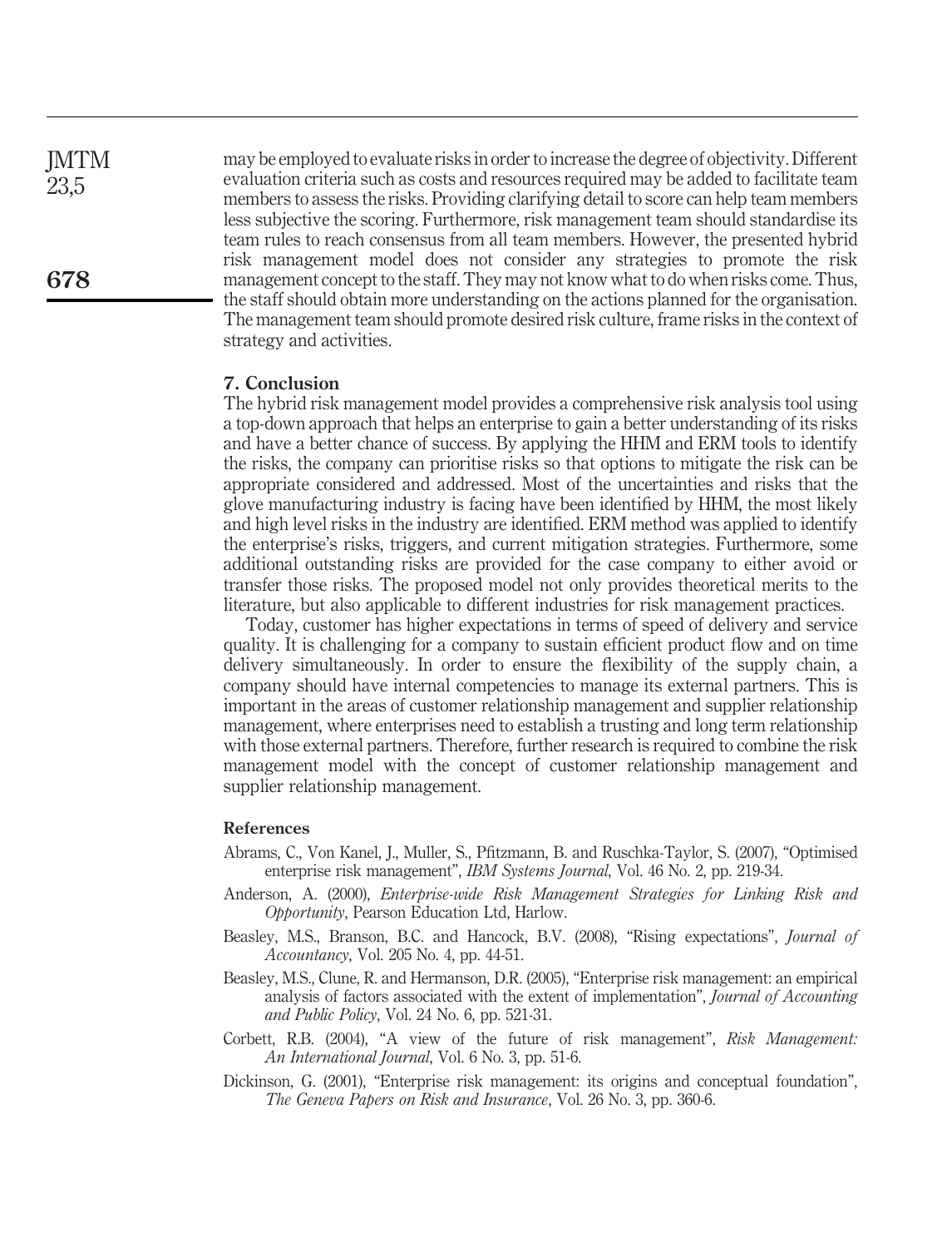may be employed to evaluate risks in order to increase the degree of objectivity. Different evaluation criteria such as costs and resources required may be added to facilitate team members to assess the risks. Providing clarifying detail to score can help team members less subjective the scoring. Furthermore, risk management team should standardise its team rules to reach consensus from all team members. However, the presented hybrid risk management model does not consider any strategies to promote the risk management concept to the staff. They may not know what to do when risks come. Thus, the staff should obtain more understanding on the actions planned for the organisation. The management team should promote desired risk culture, frame risks in the context of strategy and activities.

## 7. Conclusion

The hybrid risk management model provides a comprehensive risk analysis tool using a top-down approach that helps an enterprise to gain a better understanding of its risks and have a better chance of success. By applying the HHM and ERM tools to identify the risks, the company can prioritise risks so that options to mitigate the risk can be appropriate considered and addressed. Most of the uncertainties and risks that the glove manufacturing industry is facing have been identified by HHM, the most likely and high level risks in the industry are identified. ERM method was applied to identify the enterprise's risks, triggers, and current mitigation strategies. Furthermore, some additional outstanding risks are provided for the case company to either avoid or transfer those risks. The proposed model not only provides theoretical merits to the literature, but also applicable to different industries for risk management practices.

Today, customer has higher expectations in terms of speed of delivery and service quality. It is challenging for a company to sustain efficient product flow and on time delivery simultaneously. In order to ensure the flexibility of the supply chain, a company should have internal competencies to manage its external partners. This is important in the areas of customer relationship management and supplier relationship management, where enterprises need to establish a trusting and long term relationship with those external partners. Therefore, further research is required to combine the risk management model with the concept of customer relationship management and supplier relationship management.

## References

Abrams, C., Von Kanel, J., Muller, S., Pfitzmann, B. and Ruschka-Taylor, S. (2007), "Optimised enterprise risk management", *IBM Systems Journal*, Vol. 46 No. 2, pp. 219-34.

Anderson, A. (2000), *Enterprise-wide Risk Management Strategies for Linking Risk and Opportunity*, Pearson Education Ltd, Harlow.

Beasley, M.S., Branson, B.C. and Hancock, B.V. (2008), "Rising expectations", *Journal of Accountancy*, Vol. 205 No. 4, pp. 44-51.

Beasley, M.S., Clune, R. and Hermanson, D.R. (2005), "Enterprise risk management: an empirical analysis of factors associated with the extent of implementation", *Journal of Accounting and Public Policy*, Vol. 24 No. 6, pp. 521-31.

Corbett, R.B. (2004), "A view of the future of risk management", *Risk Management: An International Journal*, Vol. 6 No. 3, pp. 51-6.

Dickinson, G. (2001), "Enterprise risk management: its origins and conceptual foundation", *The Geneva Papers on Risk and Insurance*, Vol. 26 No. 3, pp. 360-6.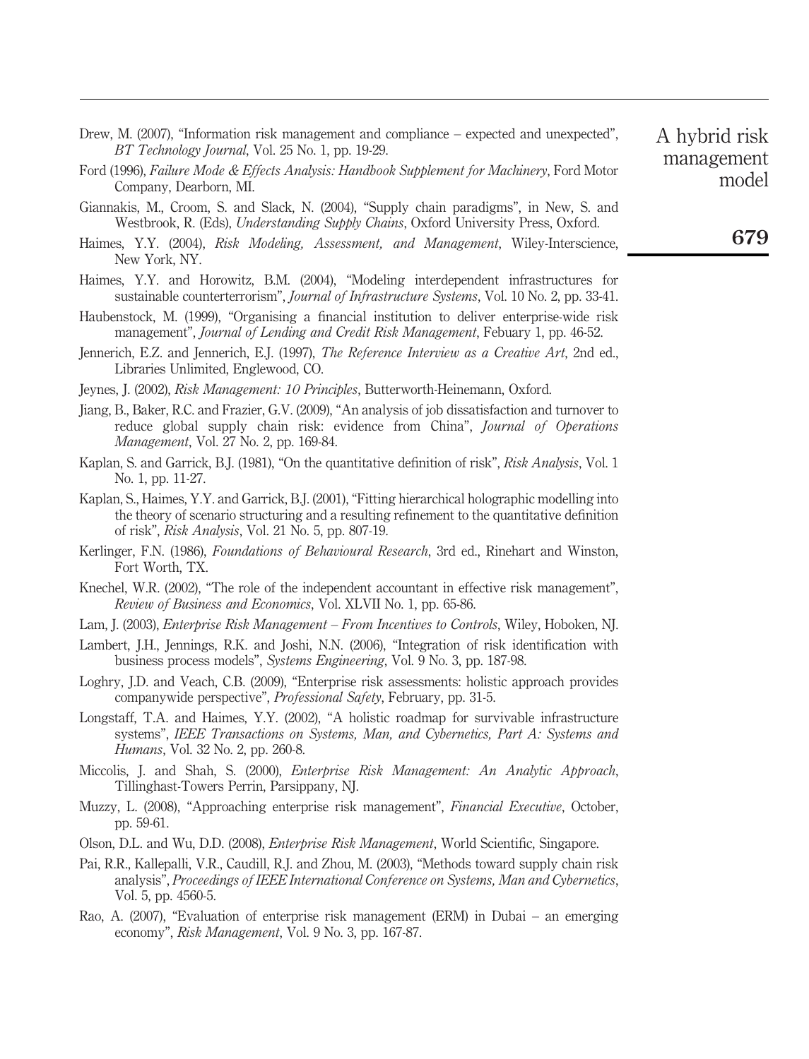Drew, M. (2007), "Information risk management and compliance – expected and unexpected", *BT Technology Journal*, Vol. 25 No. 1, pp. 19-29.

Ford (1996), *Failure Mode & Effects Analysis: Handbook Supplement for Machinery*, Ford Motor Company, Dearborn, MI.

Giannakis, M., Croom, S. and Slack, N. (2004), "Supply chain paradigms", in New, S. and Westbrook, R. (Eds), *Understanding Supply Chains*, Oxford University Press, Oxford.

Haimes, Y.Y. (2004), *Risk Modeling, Assessment, and Management*, Wiley-Interscience, New York, NY.

Haimes, Y.Y. and Horowitz, B.M. (2004), "Modeling interdependent infrastructures for sustainable counterterrorism", *Journal of Infrastructure Systems*, Vol. 10 No. 2, pp. 33-41.

Haubenstock, M. (1999), "Organising a financial institution to deliver enterprise-wide risk management", *Journal of Lending and Credit Risk Management*, Febuary 1, pp. 46-52.

Jennerich, E.Z. and Jennerich, E.J. (1997), *The Reference Interview as a Creative Art*, 2nd ed., Libraries Unlimited, Englewood, CO.

Jeynes, J. (2002), *Risk Management: 10 Principles*, Butterworth-Heinemann, Oxford.

Jiang, B., Baker, R.C. and Frazier, G.V. (2009), "An analysis of job dissatisfaction and turnover to reduce global supply chain risk: evidence from China", *Journal of Operations Management*, Vol. 27 No. 2, pp. 169-84.

Kaplan, S. and Garrick, B.J. (1981), "On the quantitative definition of risk", *Risk Analysis*, Vol. 1 No. 1, pp. 11-27.

Kaplan, S., Haimes, Y.Y. and Garrick, B.J. (2001), "Fitting hierarchical holographic modelling into the theory of scenario structuring and a resulting refinement to the quantitative definition of risk", *Risk Analysis*, Vol. 21 No. 5, pp. 807-19.

Kerlinger, F.N. (1986), *Foundations of Behavioural Research*, 3rd ed., Rinehart and Winston, Fort Worth, TX.

Knechel, W.R. (2002), "The role of the independent accountant in effective risk management", *Review of Business and Economics*, Vol. XLVII No. 1, pp. 65-86.

Lam, J. (2003), *Enterprise Risk Management – From Incentives to Controls*, Wiley, Hoboken, NJ.

Lambert, J.H., Jennings, R.K. and Joshi, N.N. (2006), "Integration of risk identification with business process models", *Systems Engineering*, Vol. 9 No. 3, pp. 187-98.

Loghry, J.D. and Veach, C.B. (2009), "Enterprise risk assessments: holistic approach provides companywide perspective", *Professional Safety*, February, pp. 31-5.

Longstaff, T.A. and Haimes, Y.Y. (2002), "A holistic roadmap for survivable infrastructure systems", *IEEE Transactions on Systems, Man, and Cybernetics, Part A: Systems and Humans*, Vol. 32 No. 2, pp. 260-8.

Miccolis, J. and Shah, S. (2000), *Enterprise Risk Management: An Analytic Approach*, Tillinghast-Towers Perrin, Parsippany, NJ.

Muzzy, L. (2008), "Approaching enterprise risk management", *Financial Executive*, October, pp. 59-61.

Olson, D.L. and Wu, D.D. (2008), *Enterprise Risk Management*, World Scientific, Singapore.

Pai, R.R., Kallepalli, V.R., Caudill, R.J. and Zhou, M. (2003), "Methods toward supply chain risk analysis", *Proceedings of IEEE International Conference on Systems, Man and Cybernetics*, Vol. 5, pp. 4560-5.

Rao, A. (2007), "Evaluation of enterprise risk management (ERM) in Dubai – an emerging economy", *Risk Management*, Vol. 9 No. 3, pp. 167-87.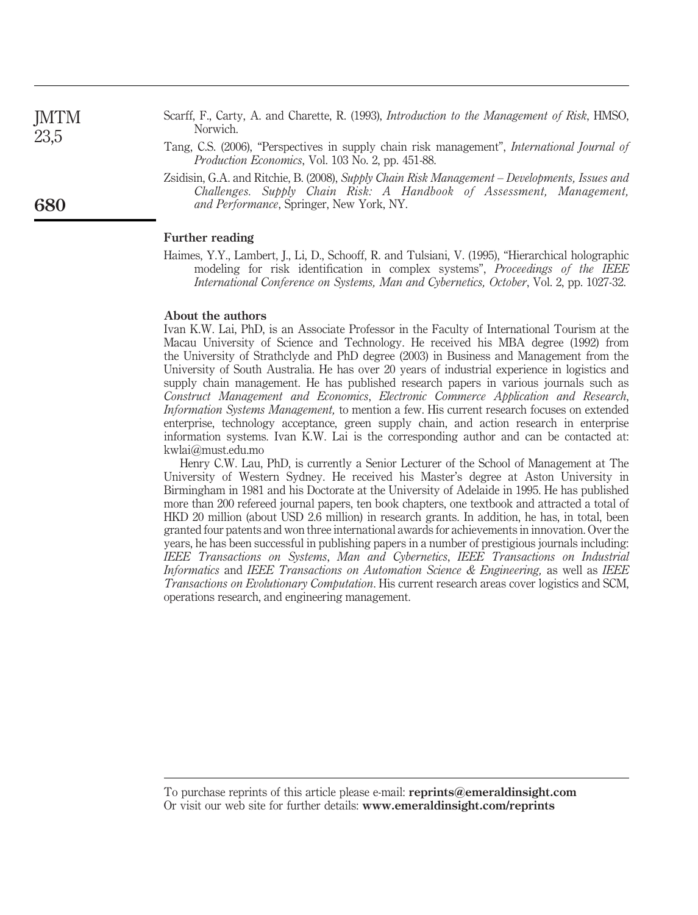Scarff, F., Carty, A. and Charette, R. (1993), *Introduction to the Management of Risk*, HMSO, Norwich.

Tang, C.S. (2006), "Perspectives in supply chain risk management", *International Journal of Production Economics*, Vol. 103 No. 2, pp. 451-88.

Zsidisin, G.A. and Ritchie, B. (2008), *Supply Chain Risk Management – Developments, Issues and Challenges. Supply Chain Risk: A Handbook of Assessment, Management, and Performance*, Springer, New York, NY.

## Further reading

Haimes, Y.Y., Lambert, J., Li, D., Schooff, R. and Tulsiani, V. (1995), "Hierarchical holographic modeling for risk identification in complex systems", *Proceedings of the IEEE International Conference on Systems, Man and Cybernetics, October*, Vol. 2, pp. 1027-32.

## About the authors

Ivan K.W. Lai, PhD, is an Associate Professor in the Faculty of International Tourism at the Macau University of Science and Technology. He received his MBA degree (1992) from the University of Strathclyde and PhD degree (2003) in Business and Management from the University of South Australia. He has over 20 years of industrial experience in logistics and supply chain management. He has published research papers in various journals such as *Construct Management and Economics*, *Electronic Commerce Application and Research*, *Information Systems Management,* to mention a few. His current research focuses on extended enterprise, technology acceptance, green supply chain, and action research in enterprise information systems. Ivan K.W. Lai is the corresponding author and can be contacted at: kwlai@must.edu.mo

Henry C.W. Lau, PhD, is currently a Senior Lecturer of the School of Management at The University of Western Sydney. He received his Master's degree at Aston University in Birmingham in 1981 and his Doctorate at the University of Adelaide in 1995. He has published more than 200 refereed journal papers, ten book chapters, one textbook and attracted a total of HKD 20 million (about USD 2.6 million) in research grants. In addition, he has, in total, been granted four patents and won three international awards for achievements in innovation. Over the years, he has been successful in publishing papers in a number of prestigious journals including: *IEEE Transactions on Systems, Man and Cybernetics*, *IEEE Transactions on Industrial Informatics* and *IEEE Transactions on Automation Science & Engineering,* as well as *IEEE Transactions on Evolutionary Computation*. His current research areas cover logistics and SCM, operations research, and engineering management.

To purchase reprints of this article please e-mail: **reprints@emeraldinsight.com**
Or visit our web site for further details: **www.emeraldinsight.com/reprints**